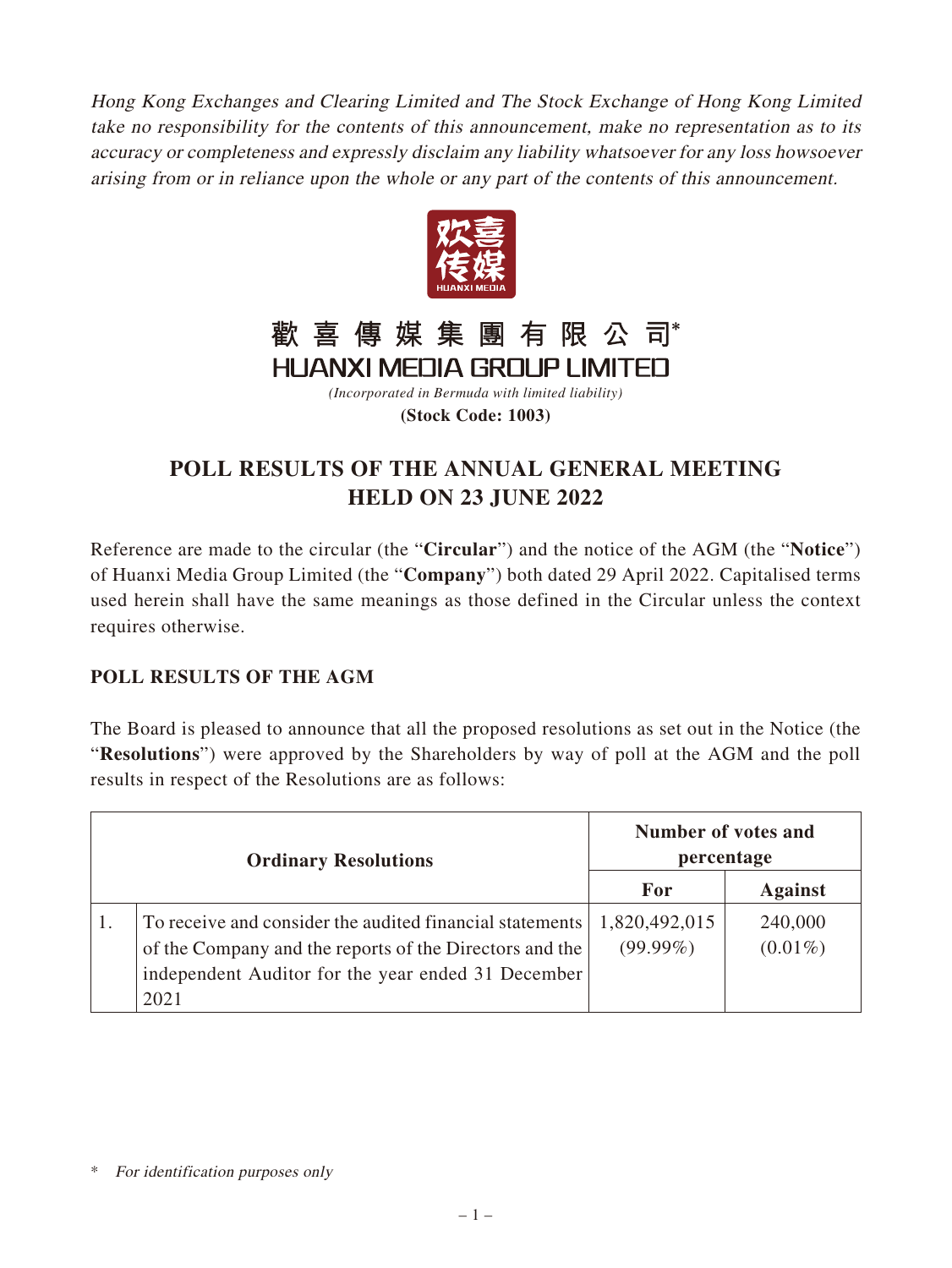*Hong Kong Exchanges and Clearing Limited and The Stock Exchange of Hong Kong Limited take no responsibility for the contents of this announcement, make no representation as to its accuracy or completeness and expressly disclaim any liability whatsoever for any loss howsoever arising from or in reliance upon the whole or any part of the contents of this announcement.*

# 歡喜傳媒集團有限公司*
# HUANXI MEDIA GROUP LIMITED

*(Incorporated in Bermuda with limited liability)*

**(Stock Code: 1003)**

## POLL RESULTS OF THE ANNUAL GENERAL MEETING HELD ON 23 JUNE 2022

Reference are made to the circular (the "**Circular**") and the notice of the AGM (the "**Notice**") of Huanxi Media Group Limited (the "**Company**") both dated 29 April 2022. Capitalised terms used herein shall have the same meanings as those defined in the Circular unless the context requires otherwise.

### POLL RESULTS OF THE AGM

The Board is pleased to announce that all the proposed resolutions as set out in the Notice (the "**Resolutions**") were approved by the Shareholders by way of poll at the AGM and the poll results in respect of the Resolutions are as follows:

| Ordinary Resolutions | | Number of votes and percentage | |
|---|---|---|---|
| | | For | Against |
| 1. | To receive and consider the audited financial statements of the Company and the reports of the Directors and the independent Auditor for the year ended 31 December 2021 | 1,820,492,015 (99.99%) | 240,000 (0.01%) |

\* *For identification purposes only*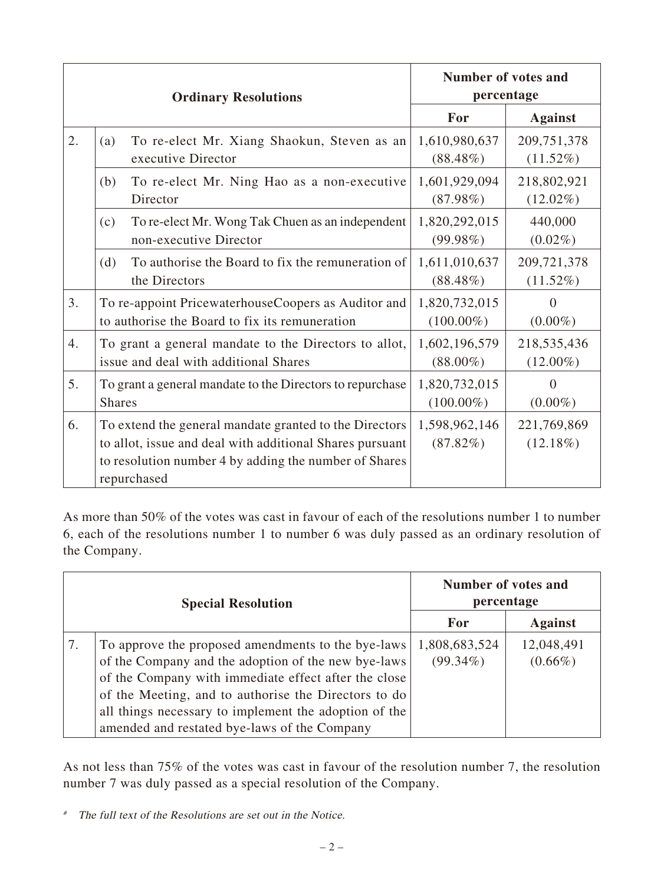| | | Ordinary Resolutions | Number of votes and percentage | |
|---|---|---|---|---|
| | | | **For** | **Against** |
| 2. | (a) | To re-elect Mr. Xiang Shaokun, Steven as an executive Director | 1,610,980,637 (88.48%) | 209,751,378 (11.52%) |
| | (b) | To re-elect Mr. Ning Hao as a non-executive Director | 1,601,929,094 (87.98%) | 218,802,921 (12.02%) |
| | (c) | To re-elect Mr. Wong Tak Chuen as an independent non-executive Director | 1,820,292,015 (99.98%) | 440,000 (0.02%) |
| | (d) | To authorise the Board to fix the remuneration of the Directors | 1,611,010,637 (88.48%) | 209,721,378 (11.52%) |
| 3. | | To re-appoint PricewaterhouseCoopers as Auditor and to authorise the Board to fix its remuneration | 1,820,732,015 (100.00%) | 0 (0.00%) |
| 4. | | To grant a general mandate to the Directors to allot, issue and deal with additional Shares | 1,602,196,579 (88.00%) | 218,535,436 (12.00%) |
| 5. | | To grant a general mandate to the Directors to repurchase Shares | 1,820,732,015 (100.00%) | 0 (0.00%) |
| 6. | | To extend the general mandate granted to the Directors to allot, issue and deal with additional Shares pursuant to resolution number 4 by adding the number of Shares repurchased | 1,598,962,146 (87.82%) | 221,769,869 (12.18%) |

As more than 50% of the votes was cast in favour of each of the resolutions number 1 to number 6, each of the resolutions number 1 to number 6 was duly passed as an ordinary resolution of the Company.

| | Special Resolution | Number of votes and percentage | |
|---|---|---|---|
| | | **For** | **Against** |
| 7. | To approve the proposed amendments to the bye-laws of the Company and the adoption of the new bye-laws of the Company with immediate effect after the close of the Meeting, and to authorise the Directors to do all things necessary to implement the adoption of the amended and restated bye-laws of the Company | 1,808,683,524 (99.34%) | 12,048,491 (0.66%) |

As not less than 75% of the votes was cast in favour of the resolution number 7, the resolution number 7 was duly passed as a special resolution of the Company.

# *The full text of the Resolutions are set out in the Notice.*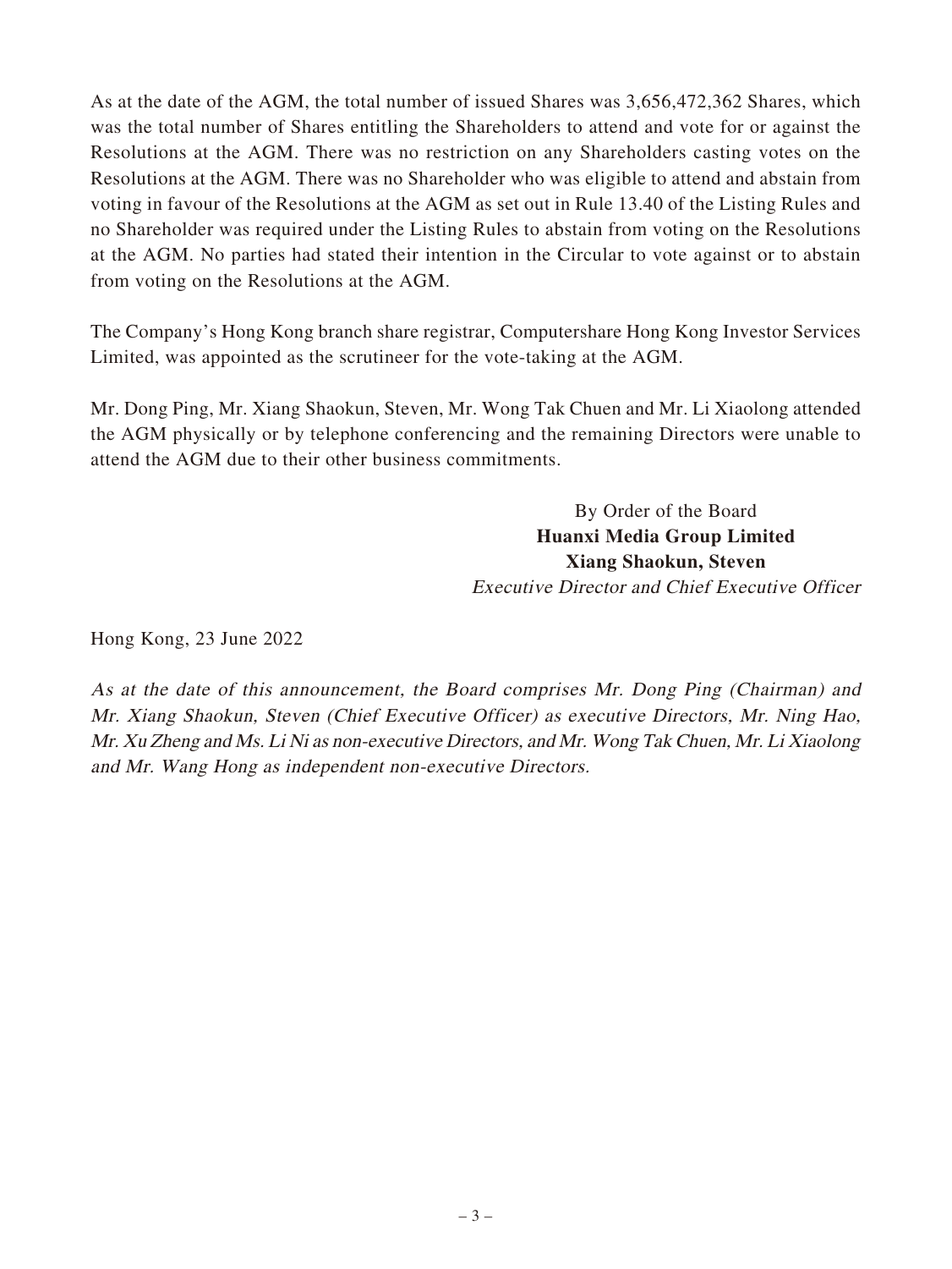As at the date of the AGM, the total number of issued Shares was 3,656,472,362 Shares, which was the total number of Shares entitling the Shareholders to attend and vote for or against the Resolutions at the AGM. There was no restriction on any Shareholders casting votes on the Resolutions at the AGM. There was no Shareholder who was eligible to attend and abstain from voting in favour of the Resolutions at the AGM as set out in Rule 13.40 of the Listing Rules and no Shareholder was required under the Listing Rules to abstain from voting on the Resolutions at the AGM. No parties had stated their intention in the Circular to vote against or to abstain from voting on the Resolutions at the AGM.

The Company's Hong Kong branch share registrar, Computershare Hong Kong Investor Services Limited, was appointed as the scrutineer for the vote-taking at the AGM.

Mr. Dong Ping, Mr. Xiang Shaokun, Steven, Mr. Wong Tak Chuen and Mr. Li Xiaolong attended the AGM physically or by telephone conferencing and the remaining Directors were unable to attend the AGM due to their other business commitments.

By Order of the Board
**Huanxi Media Group Limited**
**Xiang Shaokun, Steven**
*Executive Director and Chief Executive Officer*

Hong Kong, 23 June 2022

*As at the date of this announcement, the Board comprises Mr. Dong Ping (Chairman) and Mr. Xiang Shaokun, Steven (Chief Executive Officer) as executive Directors, Mr. Ning Hao, Mr. Xu Zheng and Ms. Li Ni as non-executive Directors, and Mr. Wong Tak Chuen, Mr. Li Xiaolong and Mr. Wang Hong as independent non-executive Directors.*